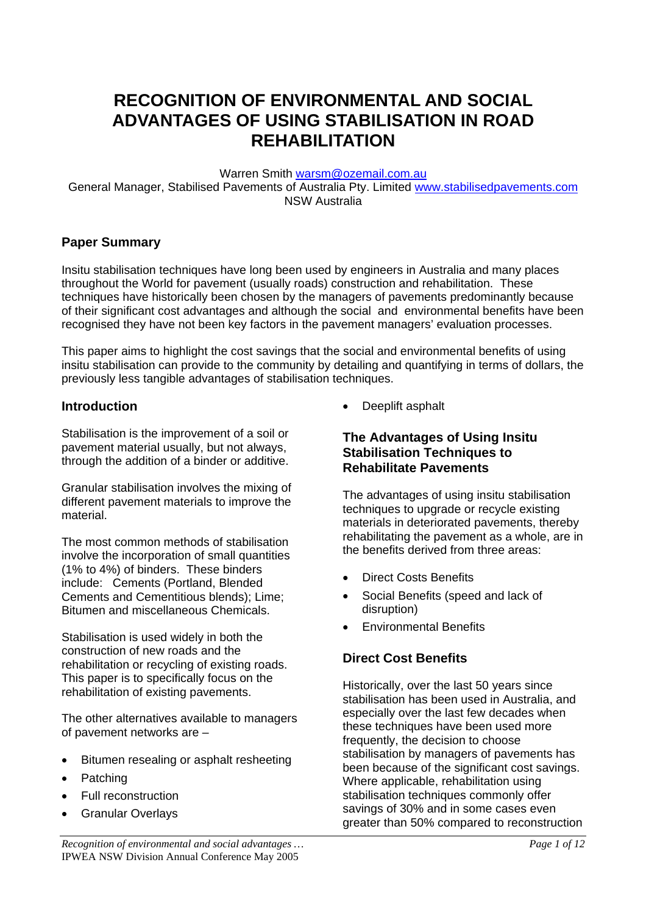# RECOGNITION OF ENVIRONMENTAL AND SOCIAL ADVANTAGES OF USING STABILISATION IN ROAD REHABILITATION

Warren Smith warsm@ozemail.com.au
General Manager, Stabilised Pavements of Australia Pty. Limited www.stabilisedpavements.com
NSW Australia

## Paper Summary

Insitu stabilisation techniques have long been used by engineers in Australia and many places throughout the World for pavement (usually roads) construction and rehabilitation. These techniques have historically been chosen by the managers of pavements predominantly because of their significant cost advantages and although the social and environmental benefits have been recognised they have not been key factors in the pavement managers' evaluation processes.

This paper aims to highlight the cost savings that the social and environmental benefits of using insitu stabilisation can provide to the community by detailing and quantifying in terms of dollars, the previously less tangible advantages of stabilisation techniques.

## Introduction

Stabilisation is the improvement of a soil or pavement material usually, but not always, through the addition of a binder or additive.

Granular stabilisation involves the mixing of different pavement materials to improve the material.

The most common methods of stabilisation involve the incorporation of small quantities (1% to 4%) of binders. These binders include: Cements (Portland, Blended Cements and Cementitious blends); Lime; Bitumen and miscellaneous Chemicals.

Stabilisation is used widely in both the construction of new roads and the rehabilitation or recycling of existing roads. This paper is to specifically focus on the rehabilitation of existing pavements.

The other alternatives available to managers of pavement networks are –

- Bitumen resealing or asphalt resheeting
- Patching
- Full reconstruction
- Granular Overlays
- Deeplift asphalt

### The Advantages of Using Insitu Stabilisation Techniques to Rehabilitate Pavements

The advantages of using insitu stabilisation techniques to upgrade or recycle existing materials in deteriorated pavements, thereby rehabilitating the pavement as a whole, are in the benefits derived from three areas:

- Direct Costs Benefits
- Social Benefits (speed and lack of disruption)
- Environmental Benefits

## Direct Cost Benefits

Historically, over the last 50 years since stabilisation has been used in Australia, and especially over the last few decades when these techniques have been used more frequently, the decision to choose stabilisation by managers of pavements has been because of the significant cost savings. Where applicable, rehabilitation using stabilisation techniques commonly offer savings of 30% and in some cases even greater than 50% compared to reconstruction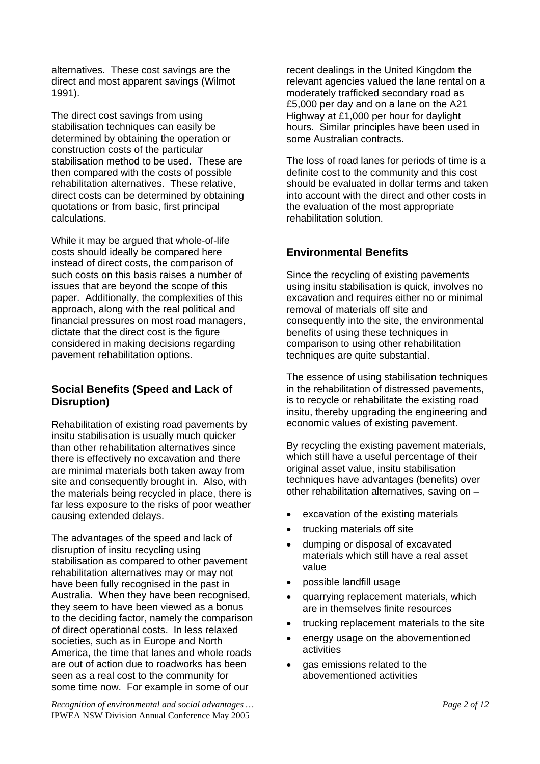alternatives. These cost savings are the direct and most apparent savings (Wilmot 1991).

The direct cost savings from using stabilisation techniques can easily be determined by obtaining the operation or construction costs of the particular stabilisation method to be used. These are then compared with the costs of possible rehabilitation alternatives. These relative, direct costs can be determined by obtaining quotations or from basic, first principal calculations.

While it may be argued that whole-of-life costs should ideally be compared here instead of direct costs, the comparison of such costs on this basis raises a number of issues that are beyond the scope of this paper. Additionally, the complexities of this approach, along with the real political and financial pressures on most road managers, dictate that the direct cost is the figure considered in making decisions regarding pavement rehabilitation options.

### Social Benefits (Speed and Lack of Disruption)

Rehabilitation of existing road pavements by insitu stabilisation is usually much quicker than other rehabilitation alternatives since there is effectively no excavation and there are minimal materials both taken away from site and consequently brought in. Also, with the materials being recycled in place, there is far less exposure to the risks of poor weather causing extended delays.

The advantages of the speed and lack of disruption of insitu recycling using stabilisation as compared to other pavement rehabilitation alternatives may or may not have been fully recognised in the past in Australia. When they have been recognised, they seem to have been viewed as a bonus to the deciding factor, namely the comparison of direct operational costs. In less relaxed societies, such as in Europe and North America, the time that lanes and whole roads are out of action due to roadworks has been seen as a real cost to the community for some time now. For example in some of our recent dealings in the United Kingdom the relevant agencies valued the lane rental on a moderately trafficked secondary road as £5,000 per day and on a lane on the A21 Highway at £1,000 per hour for daylight hours. Similar principles have been used in some Australian contracts.

The loss of road lanes for periods of time is a definite cost to the community and this cost should be evaluated in dollar terms and taken into account with the direct and other costs in the evaluation of the most appropriate rehabilitation solution.

### Environmental Benefits

Since the recycling of existing pavements using insitu stabilisation is quick, involves no excavation and requires either no or minimal removal of materials off site and consequently into the site, the environmental benefits of using these techniques in comparison to using other rehabilitation techniques are quite substantial.

The essence of using stabilisation techniques in the rehabilitation of distressed pavements, is to recycle or rehabilitate the existing road insitu, thereby upgrading the engineering and economic values of existing pavement.

By recycling the existing pavement materials, which still have a useful percentage of their original asset value, insitu stabilisation techniques have advantages (benefits) over other rehabilitation alternatives, saving on –

- excavation of the existing materials
- trucking materials off site
- dumping or disposal of excavated materials which still have a real asset value
- possible landfill usage
- quarrying replacement materials, which are in themselves finite resources
- trucking replacement materials to the site
- energy usage on the abovementioned activities
- gas emissions related to the abovementioned activities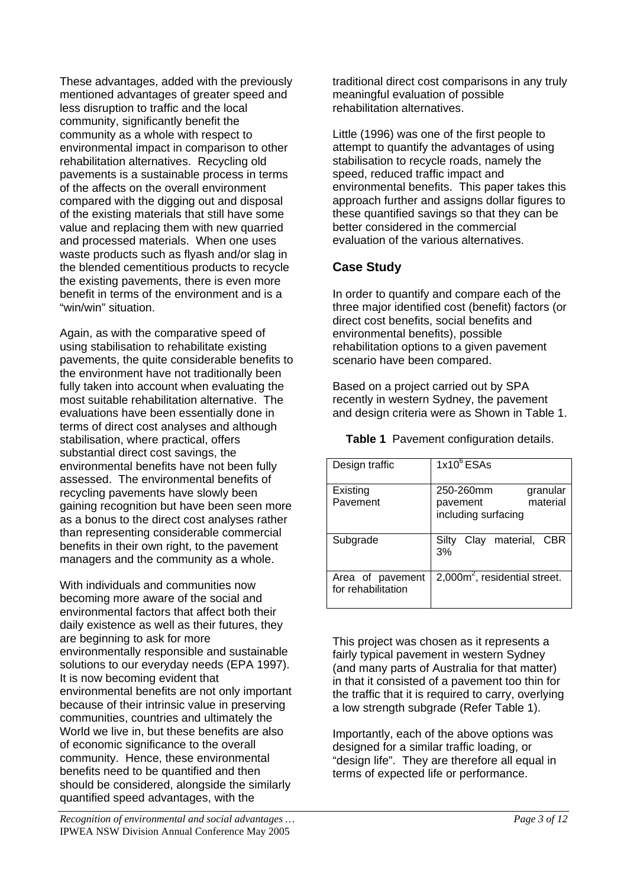These advantages, added with the previously mentioned advantages of greater speed and less disruption to traffic and the local community, significantly benefit the community as a whole with respect to environmental impact in comparison to other rehabilitation alternatives. Recycling old pavements is a sustainable process in terms of the affects on the overall environment compared with the digging out and disposal of the existing materials that still have some value and replacing them with new quarried and processed materials. When one uses waste products such as flyash and/or slag in the blended cementitious products to recycle the existing pavements, there is even more benefit in terms of the environment and is a "win/win" situation.

Again, as with the comparative speed of using stabilisation to rehabilitate existing pavements, the quite considerable benefits to the environment have not traditionally been fully taken into account when evaluating the most suitable rehabilitation alternative. The evaluations have been essentially done in terms of direct cost analyses and although stabilisation, where practical, offers substantial direct cost savings, the environmental benefits have not been fully assessed. The environmental benefits of recycling pavements have slowly been gaining recognition but have been seen more as a bonus to the direct cost analyses rather than representing considerable commercial benefits in their own right, to the pavement managers and the community as a whole.

With individuals and communities now becoming more aware of the social and environmental factors that affect both their daily existence as well as their futures, they are beginning to ask for more environmentally responsible and sustainable solutions to our everyday needs (EPA 1997). It is now becoming evident that environmental benefits are not only important because of their intrinsic value in preserving communities, countries and ultimately the World we live in, but these benefits are also of economic significance to the overall community. Hence, these environmental benefits need to be quantified and then should be considered, alongside the similarly quantified speed advantages, with the traditional direct cost comparisons in any truly meaningful evaluation of possible rehabilitation alternatives.

Little (1996) was one of the first people to attempt to quantify the advantages of using stabilisation to recycle roads, namely the speed, reduced traffic impact and environmental benefits. This paper takes this approach further and assigns dollar figures to these quantified savings so that they can be better considered in the commercial evaluation of the various alternatives.

## Case Study

In order to quantify and compare each of the three major identified cost (benefit) factors (or direct cost benefits, social benefits and environmental benefits), possible rehabilitation options to a given pavement scenario have been compared.

Based on a project carried out by SPA recently in western Sydney, the pavement and design criteria were as Shown in Table 1.

**Table 1** Pavement configuration details.

| | |
|---|---|
| Design traffic | $1x10^6$ ESAs |
| Existing Pavement | 250-260mm granular pavement material including surfacing |
| Subgrade | Silty Clay material, CBR 3% |
| Area of pavement for rehabilitation | 2,000m$^2$, residential street. |

This project was chosen as it represents a fairly typical pavement in western Sydney (and many parts of Australia for that matter) in that it consisted of a pavement too thin for the traffic that it is required to carry, overlying a low strength subgrade (Refer Table 1).

Importantly, each of the above options was designed for a similar traffic loading, or "design life". They are therefore all equal in terms of expected life or performance.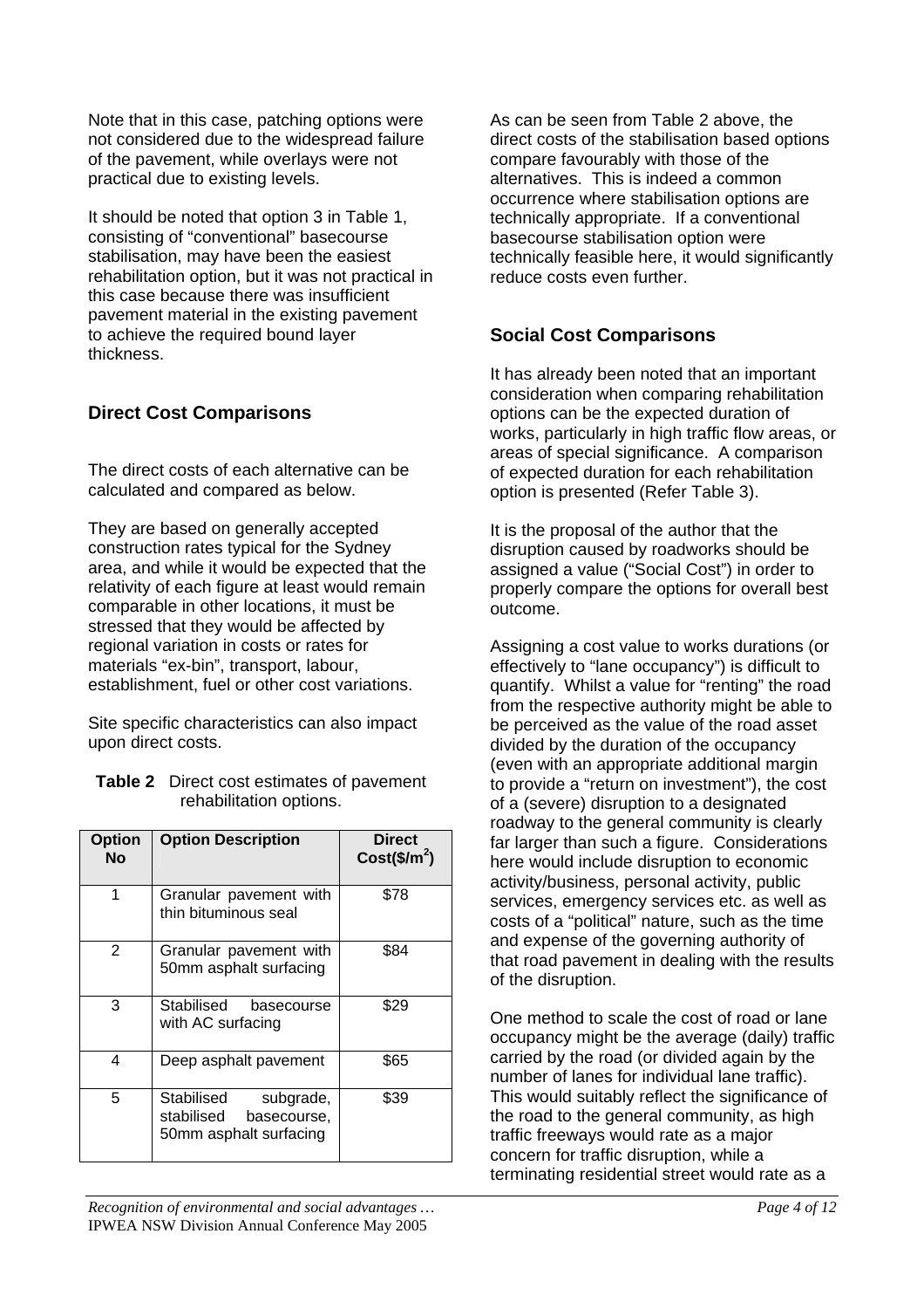Note that in this case, patching options were not considered due to the widespread failure of the pavement, while overlays were not practical due to existing levels.

It should be noted that option 3 in Table 1, consisting of "conventional" basecourse stabilisation, may have been the easiest rehabilitation option, but it was not practical in this case because there was insufficient pavement material in the existing pavement to achieve the required bound layer thickness.

## Direct Cost Comparisons

The direct costs of each alternative can be calculated and compared as below.

They are based on generally accepted construction rates typical for the Sydney area, and while it would be expected that the relativity of each figure at least would remain comparable in other locations, it must be stressed that they would be affected by regional variation in costs or rates for materials "ex-bin", transport, labour, establishment, fuel or other cost variations.

Site specific characteristics can also impact upon direct costs.

**Table 2** Direct cost estimates of pavement rehabilitation options.

| Option No | Option Description | Direct Cost($/m$^2$) |
|---|---|---|
| 1 | Granular pavement with thin bituminous seal | $78 |
| 2 | Granular pavement with 50mm asphalt surfacing | $84 |
| 3 | Stabilised basecourse with AC surfacing | $29 |
| 4 | Deep asphalt pavement | $65 |
| 5 | Stabilised subgrade, stabilised basecourse, 50mm asphalt surfacing | $39 |

As can be seen from Table 2 above, the direct costs of the stabilisation based options compare favourably with those of the alternatives. This is indeed a common occurrence where stabilisation options are technically appropriate. If a conventional basecourse stabilisation option were technically feasible here, it would significantly reduce costs even further.

## Social Cost Comparisons

It has already been noted that an important consideration when comparing rehabilitation options can be the expected duration of works, particularly in high traffic flow areas, or areas of special significance. A comparison of expected duration for each rehabilitation option is presented (Refer Table 3).

It is the proposal of the author that the disruption caused by roadworks should be assigned a value ("Social Cost") in order to properly compare the options for overall best outcome.

Assigning a cost value to works durations (or effectively to "lane occupancy") is difficult to quantify. Whilst a value for "renting" the road from the respective authority might be able to be perceived as the value of the road asset divided by the duration of the occupancy (even with an appropriate additional margin to provide a "return on investment"), the cost of a (severe) disruption to a designated roadway to the general community is clearly far larger than such a figure. Considerations here would include disruption to economic activity/business, personal activity, public services, emergency services etc. as well as costs of a "political" nature, such as the time and expense of the governing authority of that road pavement in dealing with the results of the disruption.

One method to scale the cost of road or lane occupancy might be the average (daily) traffic carried by the road (or divided again by the number of lanes for individual lane traffic). This would suitably reflect the significance of the road to the general community, as high traffic freeways would rate as a major concern for traffic disruption, while a terminating residential street would rate as a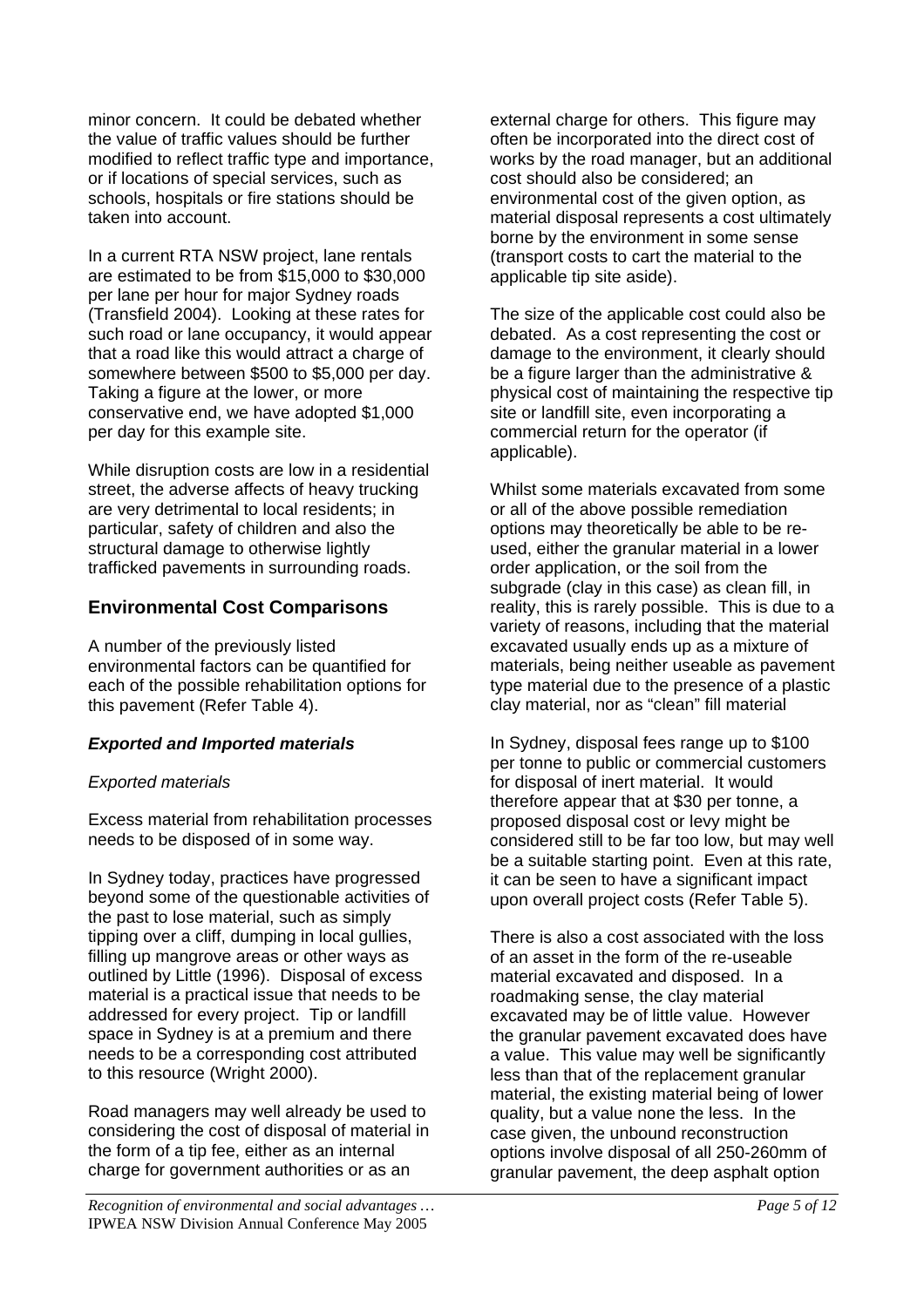minor concern. It could be debated whether the value of traffic values should be further modified to reflect traffic type and importance, or if locations of special services, such as schools, hospitals or fire stations should be taken into account.

In a current RTA NSW project, lane rentals are estimated to be from $15,000 to $30,000 per lane per hour for major Sydney roads (Transfield 2004). Looking at these rates for such road or lane occupancy, it would appear that a road like this would attract a charge of somewhere between $500 to $5,000 per day. Taking a figure at the lower, or more conservative end, we have adopted $1,000 per day for this example site.

While disruption costs are low in a residential street, the adverse affects of heavy trucking are very detrimental to local residents; in particular, safety of children and also the structural damage to otherwise lightly trafficked pavements in surrounding roads.

## Environmental Cost Comparisons

A number of the previously listed environmental factors can be quantified for each of the possible rehabilitation options for this pavement (Refer Table 4).

### *Exported and Imported materials*

*Exported materials*

Excess material from rehabilitation processes needs to be disposed of in some way.

In Sydney today, practices have progressed beyond some of the questionable activities of the past to lose material, such as simply tipping over a cliff, dumping in local gullies, filling up mangrove areas or other ways as outlined by Little (1996). Disposal of excess material is a practical issue that needs to be addressed for every project. Tip or landfill space in Sydney is at a premium and there needs to be a corresponding cost attributed to this resource (Wright 2000).

Road managers may well already be used to considering the cost of disposal of material in the form of a tip fee, either as an internal charge for government authorities or as an external charge for others. This figure may often be incorporated into the direct cost of works by the road manager, but an additional cost should also be considered; an environmental cost of the given option, as material disposal represents a cost ultimately borne by the environment in some sense (transport costs to cart the material to the applicable tip site aside).

The size of the applicable cost could also be debated. As a cost representing the cost or damage to the environment, it clearly should be a figure larger than the administrative & physical cost of maintaining the respective tip site or landfill site, even incorporating a commercial return for the operator (if applicable).

Whilst some materials excavated from some or all of the above possible remediation options may theoretically be able to be re-used, either the granular material in a lower order application, or the soil from the subgrade (clay in this case) as clean fill, in reality, this is rarely possible. This is due to a variety of reasons, including that the material excavated usually ends up as a mixture of materials, being neither useable as pavement type material due to the presence of a plastic clay material, nor as "clean" fill material

In Sydney, disposal fees range up to $100 per tonne to public or commercial customers for disposal of inert material. It would therefore appear that at $30 per tonne, a proposed disposal cost or levy might be considered still to be far too low, but may well be a suitable starting point. Even at this rate, it can be seen to have a significant impact upon overall project costs (Refer Table 5).

There is also a cost associated with the loss of an asset in the form of the re-useable material excavated and disposed. In a roadmaking sense, the clay material excavated may be of little value. However the granular pavement excavated does have a value. This value may well be significantly less than that of the replacement granular material, the existing material being of lower quality, but a value none the less. In the case given, the unbound reconstruction options involve disposal of all 250-260mm of granular pavement, the deep asphalt option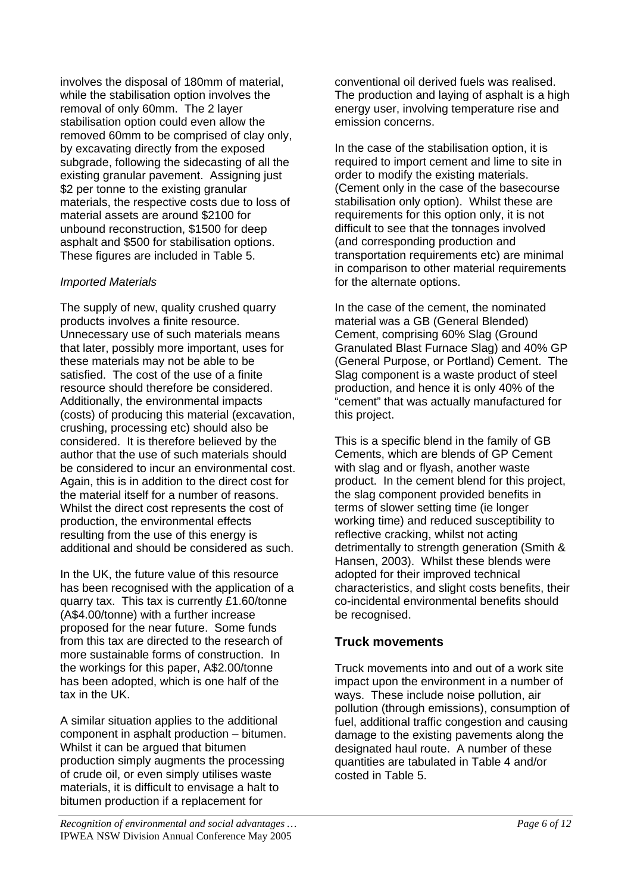involves the disposal of 180mm of material, while the stabilisation option involves the removal of only 60mm. The 2 layer stabilisation option could even allow the removed 60mm to be comprised of clay only, by excavating directly from the exposed subgrade, following the sidecasting of all the existing granular pavement. Assigning just $2 per tonne to the existing granular materials, the respective costs due to loss of material assets are around $2100 for unbound reconstruction, $1500 for deep asphalt and $500 for stabilisation options. These figures are included in Table 5.

*Imported Materials*

The supply of new, quality crushed quarry products involves a finite resource. Unnecessary use of such materials means that later, possibly more important, uses for these materials may not be able to be satisfied. The cost of the use of a finite resource should therefore be considered. Additionally, the environmental impacts (costs) of producing this material (excavation, crushing, processing etc) should also be considered. It is therefore believed by the author that the use of such materials should be considered to incur an environmental cost. Again, this is in addition to the direct cost for the material itself for a number of reasons. Whilst the direct cost represents the cost of production, the environmental effects resulting from the use of this energy is additional and should be considered as such.

In the UK, the future value of this resource has been recognised with the application of a quarry tax. This tax is currently £1.60/tonne (A$4.00/tonne) with a further increase proposed for the near future. Some funds from this tax are directed to the research of more sustainable forms of construction. In the workings for this paper, A$2.00/tonne has been adopted, which is one half of the tax in the UK.

A similar situation applies to the additional component in asphalt production – bitumen. Whilst it can be argued that bitumen production simply augments the processing of crude oil, or even simply utilises waste materials, it is difficult to envisage a halt to bitumen production if a replacement for conventional oil derived fuels was realised. The production and laying of asphalt is a high energy user, involving temperature rise and emission concerns.

In the case of the stabilisation option, it is required to import cement and lime to site in order to modify the existing materials. (Cement only in the case of the basecourse stabilisation only option). Whilst these are requirements for this option only, it is not difficult to see that the tonnages involved (and corresponding production and transportation requirements etc) are minimal in comparison to other material requirements for the alternate options.

In the case of the cement, the nominated material was a GB (General Blended) Cement, comprising 60% Slag (Ground Granulated Blast Furnace Slag) and 40% GP (General Purpose, or Portland) Cement. The Slag component is a waste product of steel production, and hence it is only 40% of the "cement" that was actually manufactured for this project.

This is a specific blend in the family of GB Cements, which are blends of GP Cement with slag and or flyash, another waste product. In the cement blend for this project, the slag component provided benefits in terms of slower setting time (ie longer working time) and reduced susceptibility to reflective cracking, whilst not acting detrimentally to strength generation (Smith & Hansen, 2003). Whilst these blends were adopted for their improved technical characteristics, and slight costs benefits, their co-incidental environmental benefits should be recognised.

## Truck movements

Truck movements into and out of a work site impact upon the environment in a number of ways. These include noise pollution, air pollution (through emissions), consumption of fuel, additional traffic congestion and causing damage to the existing pavements along the designated haul route. A number of these quantities are tabulated in Table 4 and/or costed in Table 5.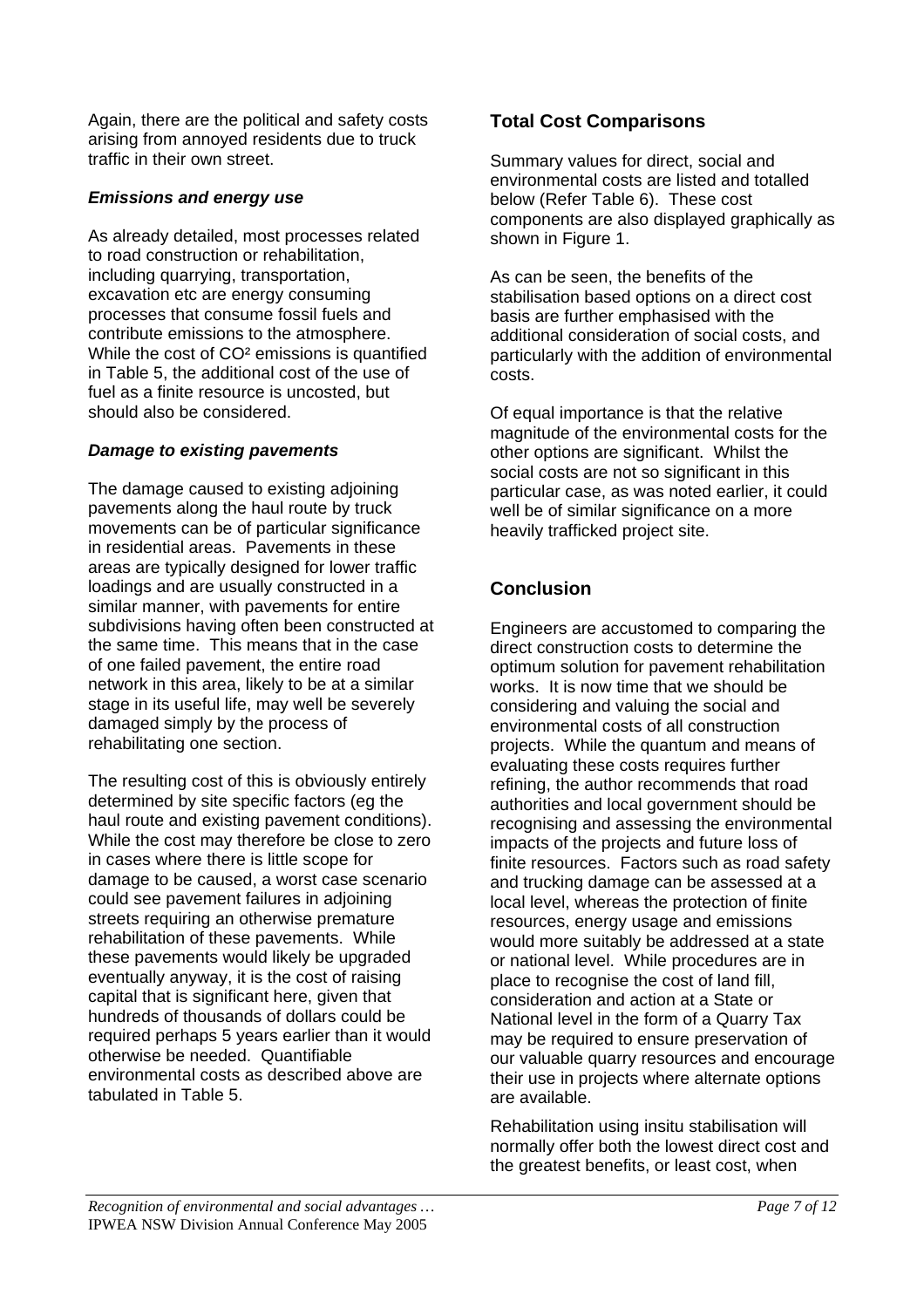Again, there are the political and safety costs arising from annoyed residents due to truck traffic in their own street.

### *Emissions and energy use*

As already detailed, most processes related to road construction or rehabilitation, including quarrying, transportation, excavation etc are energy consuming processes that consume fossil fuels and contribute emissions to the atmosphere. While the cost of $CO^2$ emissions is quantified in Table 5, the additional cost of the use of fuel as a finite resource is uncosted, but should also be considered.

### *Damage to existing pavements*

The damage caused to existing adjoining pavements along the haul route by truck movements can be of particular significance in residential areas. Pavements in these areas are typically designed for lower traffic loadings and are usually constructed in a similar manner, with pavements for entire subdivisions having often been constructed at the same time. This means that in the case of one failed pavement, the entire road network in this area, likely to be at a similar stage in its useful life, may well be severely damaged simply by the process of rehabilitating one section.

The resulting cost of this is obviously entirely determined by site specific factors (eg the haul route and existing pavement conditions). While the cost may therefore be close to zero in cases where there is little scope for damage to be caused, a worst case scenario could see pavement failures in adjoining streets requiring an otherwise premature rehabilitation of these pavements. While these pavements would likely be upgraded eventually anyway, it is the cost of raising capital that is significant here, given that hundreds of thousands of dollars could be required perhaps 5 years earlier than it would otherwise be needed. Quantifiable environmental costs as described above are tabulated in Table 5.

## Total Cost Comparisons

Summary values for direct, social and environmental costs are listed and totalled below (Refer Table 6). These cost components are also displayed graphically as shown in Figure 1.

As can be seen, the benefits of the stabilisation based options on a direct cost basis are further emphasised with the additional consideration of social costs, and particularly with the addition of environmental costs.

Of equal importance is that the relative magnitude of the environmental costs for the other options are significant. Whilst the social costs are not so significant in this particular case, as was noted earlier, it could well be of similar significance on a more heavily trafficked project site.

## Conclusion

Engineers are accustomed to comparing the direct construction costs to determine the optimum solution for pavement rehabilitation works. It is now time that we should be considering and valuing the social and environmental costs of all construction projects. While the quantum and means of evaluating these costs requires further refining, the author recommends that road authorities and local government should be recognising and assessing the environmental impacts of the projects and future loss of finite resources. Factors such as road safety and trucking damage can be assessed at a local level, whereas the protection of finite resources, energy usage and emissions would more suitably be addressed at a state or national level. While procedures are in place to recognise the cost of land fill, consideration and action at a State or National level in the form of a Quarry Tax may be required to ensure preservation of our valuable quarry resources and encourage their use in projects where alternate options are available.

Rehabilitation using insitu stabilisation will normally offer both the lowest direct cost and the greatest benefits, or least cost, when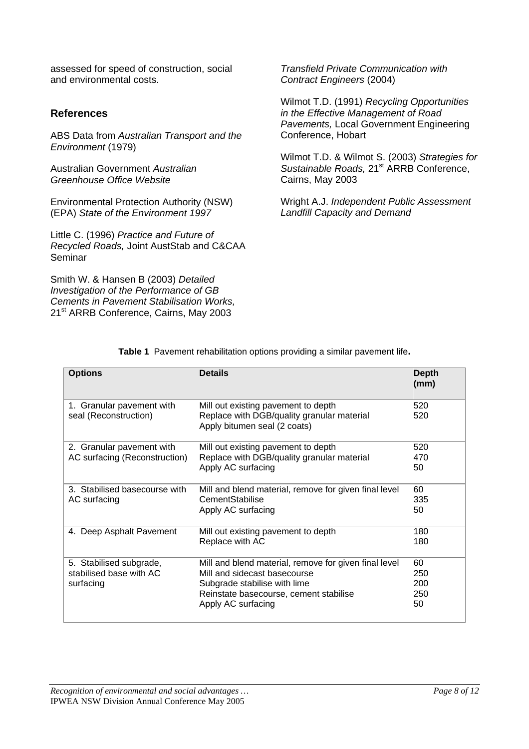assessed for speed of construction, social and environmental costs.

## References

ABS Data from *Australian Transport and the Environment* (1979)

Australian Government *Australian Greenhouse Office Website*

Environmental Protection Authority (NSW) (EPA) *State of the Environment 1997*

Little C. (1996) *Practice and Future of Recycled Roads,* Joint AustStab and C&CAA Seminar

Smith W. & Hansen B (2003) *Detailed Investigation of the Performance of GB Cements in Pavement Stabilisation Works,* 21st ARRB Conference, Cairns, May 2003

*Transfield Private Communication with Contract Engineers* (2004)

Wilmot T.D. (1991) *Recycling Opportunities in the Effective Management of Road Pavements,* Local Government Engineering Conference, Hobart

Wilmot T.D. & Wilmot S. (2003) *Strategies for Sustainable Roads,* 21st ARRB Conference, Cairns, May 2003

Wright A.J. *Independent Public Assessment Landfill Capacity and Demand*

**Table 1** Pavement rehabilitation options providing a similar pavement life.

| Options | Details | Depth (mm) |
|---|---|---|
| 1. Granular pavement with seal (Reconstruction) | Mill out existing pavement to depth<br>Replace with DGB/quality granular material<br>Apply bitumen seal (2 coats) | 520<br>520 |
| 2. Granular pavement with AC surfacing (Reconstruction) | Mill out existing pavement to depth<br>Replace with DGB/quality granular material<br>Apply AC surfacing | 520<br>470<br>50 |
| 3. Stabilised basecourse with AC surfacing | Mill and blend material, remove for given final level<br>CementStabilise<br>Apply AC surfacing | 60<br>335<br>50 |
| 4. Deep Asphalt Pavement | Mill out existing pavement to depth<br>Replace with AC | 180<br>180 |
| 5. Stabilised subgrade, stabilised base with AC surfacing | Mill and blend material, remove for given final level<br>Mill and sidecast basecourse<br>Subgrade stabilise with lime<br>Reinstate basecourse, cement stabilise<br>Apply AC surfacing | 60<br>250<br>200<br>250<br>50 |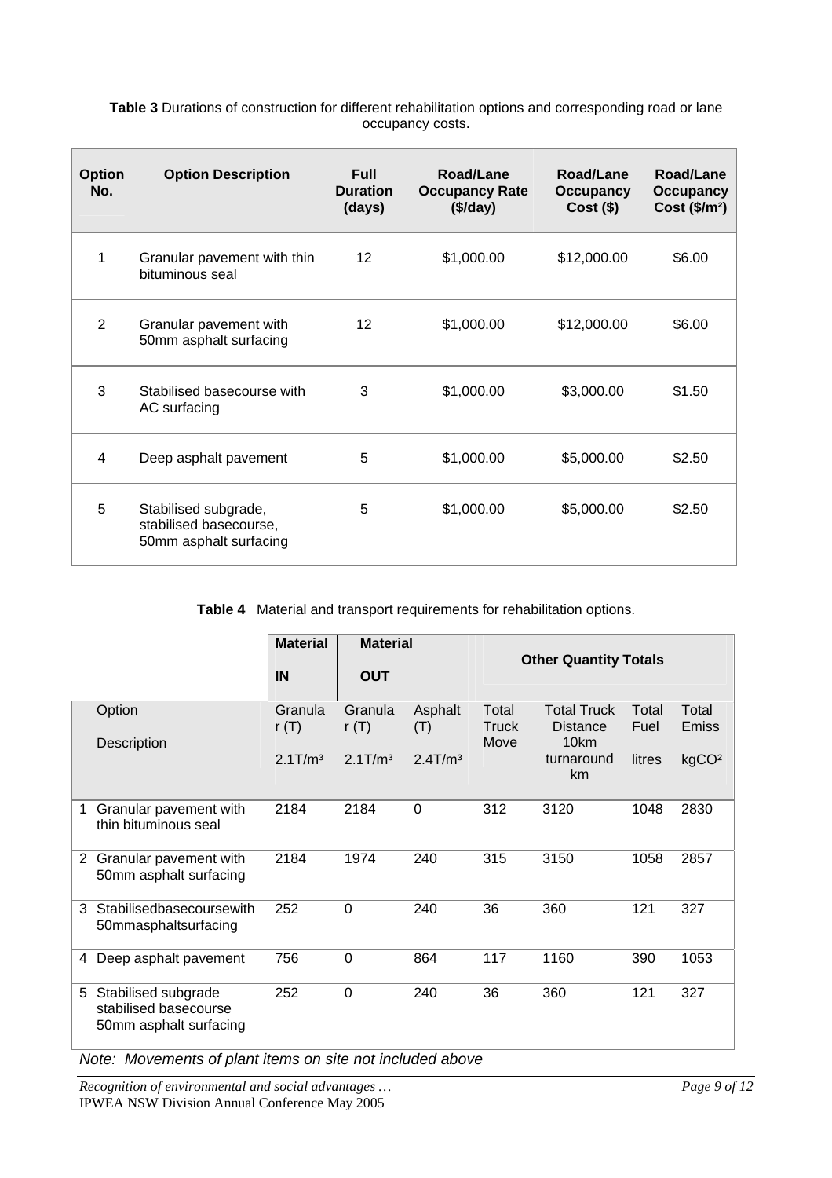**Table 3** Durations of construction for different rehabilitation options and corresponding road or lane occupancy costs.

| Option No. | Option Description | Full Duration (days) | Road/Lane Occupancy Rate ($/day) | Road/Lane Occupancy Cost ($) | Road/Lane Occupancy Cost ($/m²) |
|---|---|---|---|---|---|
| 1 | Granular pavement with thin bituminous seal | 12 | $1,000.00 | $12,000.00 | $6.00 |
| 2 | Granular pavement with 50mm asphalt surfacing | 12 | $1,000.00 | $12,000.00 | $6.00 |
| 3 | Stabilised basecourse with AC surfacing | 3 | $1,000.00 | $3,000.00 | $1.50 |
| 4 | Deep asphalt pavement | 5 | $1,000.00 | $5,000.00 | $2.50 |
| 5 | Stabilised subgrade, stabilised basecourse, 50mm asphalt surfacing | 5 | $1,000.00 | $5,000.00 | $2.50 |

**Table 4** Material and transport requirements for rehabilitation options.

| | | Material IN | Material OUT | | Other Quantity Totals | | | |
|---|---|---|---|---|---|---|---|---|
| | Option Description | Granular (T) $2.1T/m^3$ | Granular (T) $2.1T/m^3$ | Asphalt (T) $2.4T/m^3$ | Total Truck Move | Total Truck Distance 10km turnaround km | Total Fuel litres | Total Emiss $kgCO^2$ |
| 1 | Granular pavement with thin bituminous seal | 2184 | 2184 | 0 | 312 | 3120 | 1048 | 2830 |
| 2 | Granular pavement with 50mm asphalt surfacing | 2184 | 1974 | 240 | 315 | 3150 | 1058 | 2857 |
| 3 | Stabilisedbasecoursewith 50mmasphaltsurfacing | 252 | 0 | 240 | 36 | 360 | 121 | 327 |
| 4 | Deep asphalt pavement | 756 | 0 | 864 | 117 | 1160 | 390 | 1053 |
| 5 | Stabilised subgrade stabilised basecourse 50mm asphalt surfacing | 252 | 0 | 240 | 36 | 360 | 121 | 327 |

*Note: Movements of plant items on site not included above*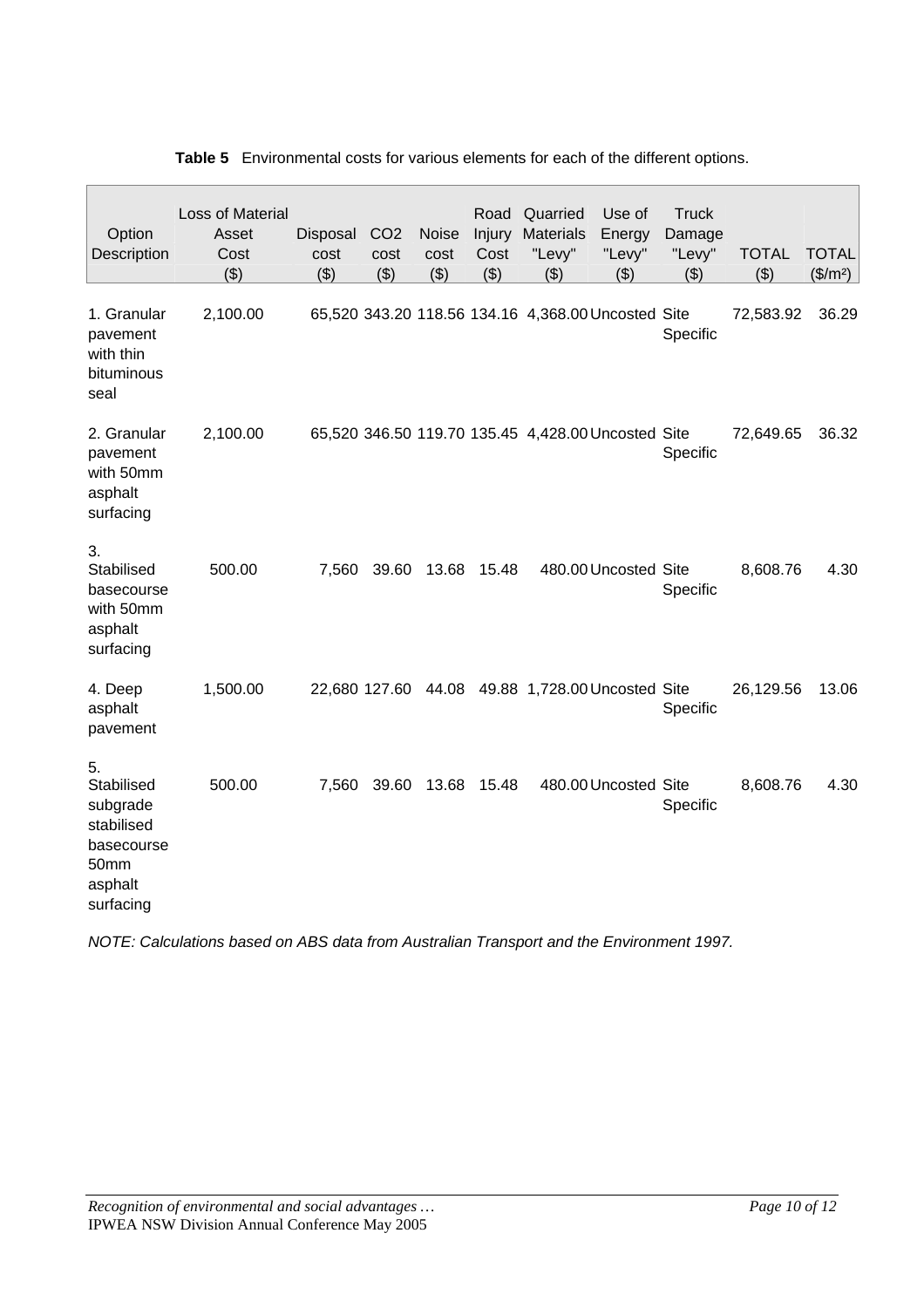**Table 5** Environmental costs for various elements for each of the different options.

| Option Description | Loss of Material Asset Cost ($) | Disposal cost ($) | $CO_2$ cost ($) | Noise cost ($) | Road Injury Cost ($) | Quarried Materials "Levy" ($) | Use of Energy "Levy" ($) | Truck Damage "Levy" ($) | TOTAL ($) | TOTAL ($/m²) |
|---|---|---|---|---|---|---|---|---|---|---|
| 1. Granular pavement with thin bituminous seal | 2,100.00 | 65,520 | 343.20 | 118.56 | 134.16 | 4,368.00 | Uncosted | Site Specific | 72,583.92 | 36.29 |
| 2. Granular pavement with 50mm asphalt surfacing | 2,100.00 | 65,520 | 346.50 | 119.70 | 135.45 | 4,428.00 | Uncosted | Site Specific | 72,649.65 | 36.32 |
| 3. Stabilised basecourse with 50mm asphalt surfacing | 500.00 | 7,560 | 39.60 | 13.68 | 15.48 | 480.00 | Uncosted | Site Specific | 8,608.76 | 4.30 |
| 4. Deep asphalt pavement | 1,500.00 | 22,680 | 127.60 | 44.08 | 49.88 | 1,728.00 | Uncosted | Site Specific | 26,129.56 | 13.06 |
| 5. Stabilised subgrade stabilised basecourse 50mm asphalt surfacing | 500.00 | 7,560 | 39.60 | 13.68 | 15.48 | 480.00 | Uncosted | Site Specific | 8,608.76 | 4.30 |

*NOTE: Calculations based on ABS data from Australian Transport and the Environment 1997.*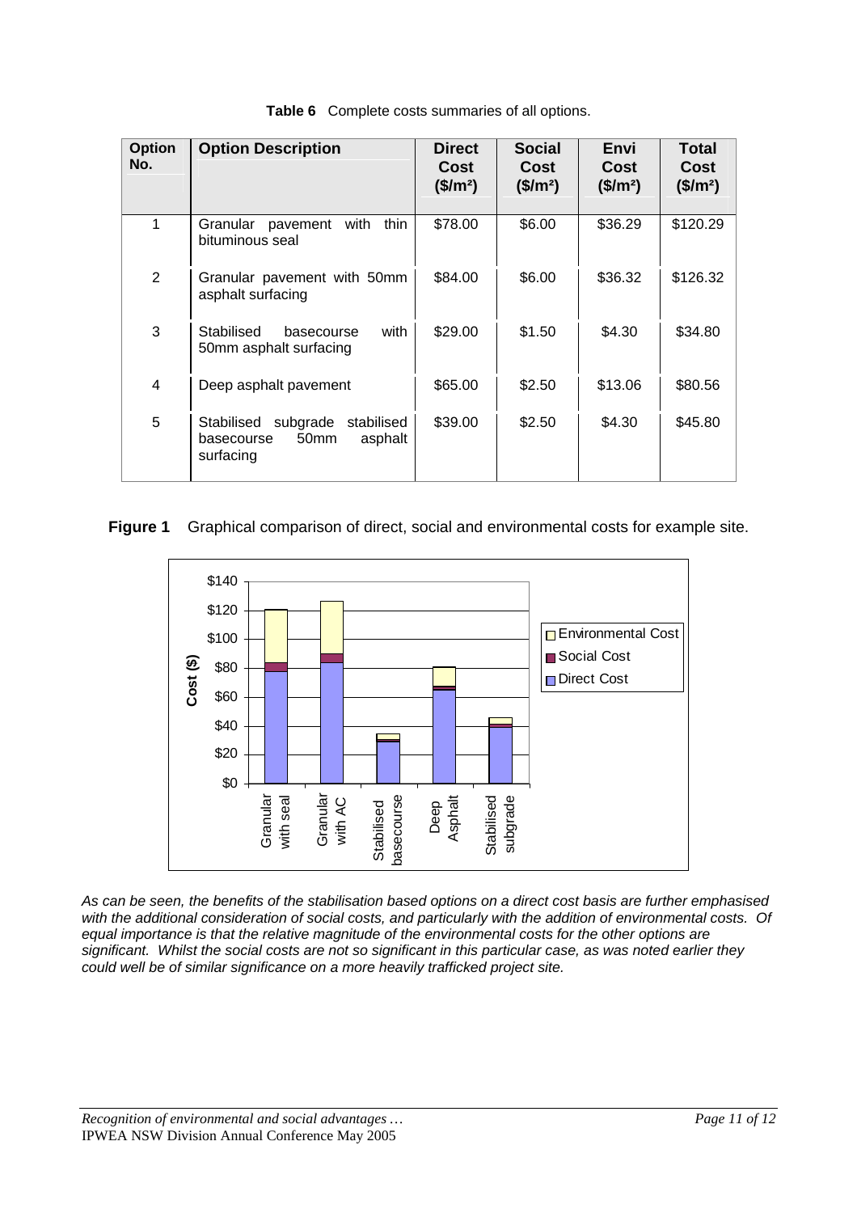**Table 6** Complete costs summaries of all options.

| Option No. | Option Description | Direct Cost ($/m²) | Social Cost ($/m²) | Envi Cost ($/m²) | Total Cost ($/m²) |
|---|---|---|---|---|---|
| 1 | Granular pavement with thin bituminous seal | $78.00 | $6.00 | $36.29 | $120.29 |
| 2 | Granular pavement with 50mm asphalt surfacing | $84.00 | $6.00 | $36.32 | $126.32 |
| 3 | Stabilised basecourse with 50mm asphalt surfacing | $29.00 | $1.50 | $4.30 | $34.80 |
| 4 | Deep asphalt pavement | $65.00 | $2.50 | $13.06 | $80.56 |
| 5 | Stabilised subgrade stabilised basecourse 50mm asphalt surfacing | $39.00 | $2.50 | $4.30 | $45.80 |

**Figure 1** Graphical comparison of direct, social and environmental costs for example site.

*As can be seen, the benefits of the stabilisation based options on a direct cost basis are further emphasised with the additional consideration of social costs, and particularly with the addition of environmental costs. Of equal importance is that the relative magnitude of the environmental costs for the other options are significant. Whilst the social costs are not so significant in this particular case, as was noted earlier they could well be of similar significance on a more heavily trafficked project site.*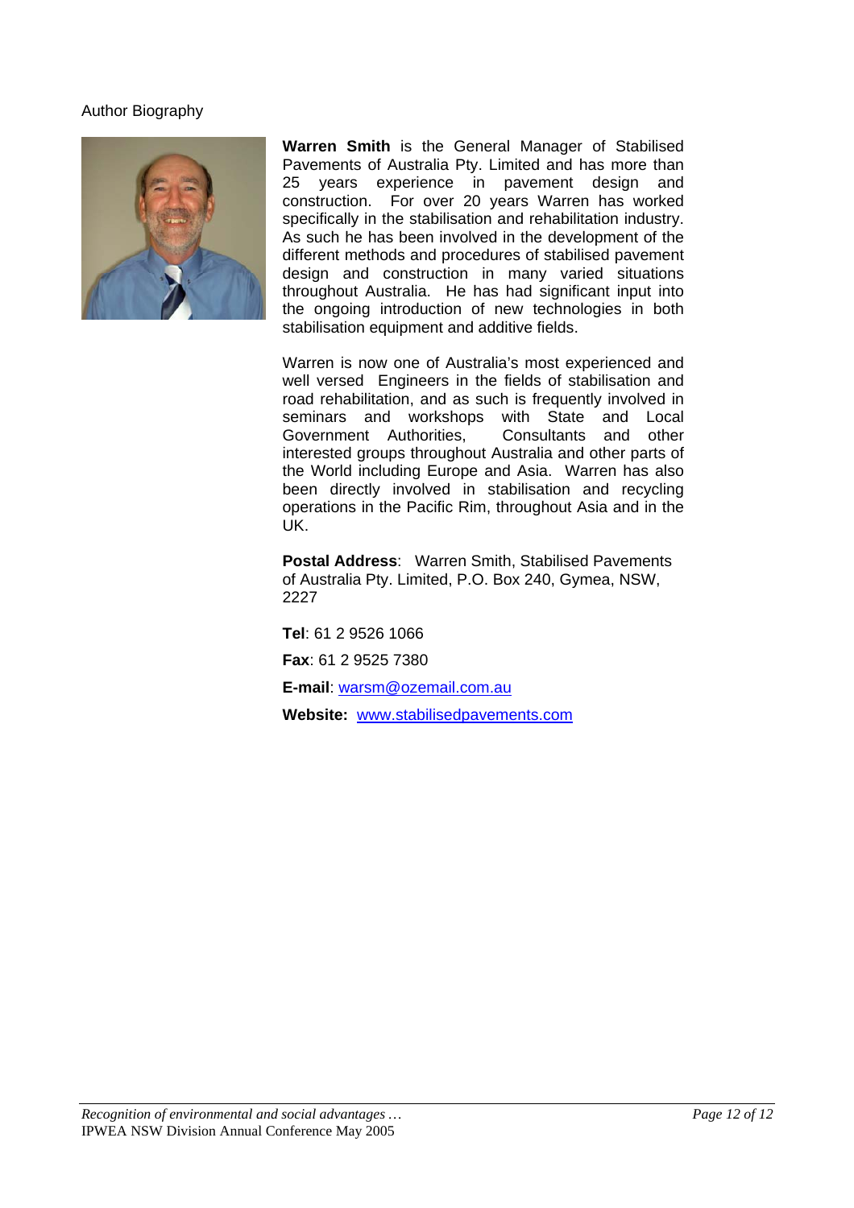Author Biography

**Warren Smith** is the General Manager of Stabilised Pavements of Australia Pty. Limited and has more than 25 years experience in pavement design and construction. For over 20 years Warren has worked specifically in the stabilisation and rehabilitation industry. As such he has been involved in the development of the different methods and procedures of stabilised pavement design and construction in many varied situations throughout Australia. He has had significant input into the ongoing introduction of new technologies in both stabilisation equipment and additive fields.

Warren is now one of Australia's most experienced and well versed Engineers in the fields of stabilisation and road rehabilitation, and as such is frequently involved in seminars and workshops with State and Local Government Authorities, Consultants and other interested groups throughout Australia and other parts of the World including Europe and Asia. Warren has also been directly involved in stabilisation and recycling operations in the Pacific Rim, throughout Asia and in the UK.

**Postal Address**: Warren Smith, Stabilised Pavements of Australia Pty. Limited, P.O. Box 240, Gymea, NSW, 2227

**Tel**: 61 2 9526 1066

**Fax**: 61 2 9525 7380

**E-mail**: warsm@ozemail.com.au

**Website:** www.stabilisedpavements.com